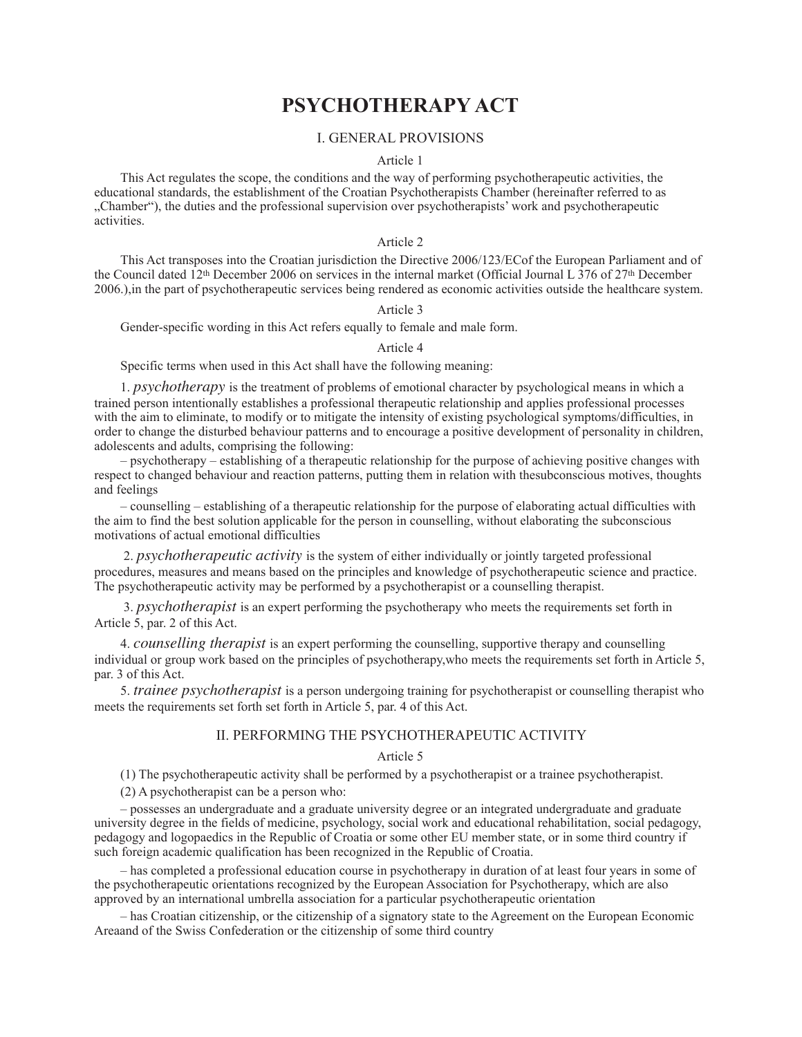# PSYCHOTHERAPY ACT

## I. GENERAL PROVISIONS

### Article 1

This Act regulates the scope, the conditions and the way of performing psychotherapeutic activities, the educational standards, the establishment of the Croatian Psychotherapists Chamber (hereinafter referred to as „Chamber"), the duties and the professional supervision over psychotherapists' work and psychotherapeutic activities.

### Article 2

This Act transposes into the Croatian jurisdiction the Directive 2006/123/ECof the European Parliament and of the Council dated 12th December 2006 on services in the internal market (Official Journal L 376 of 27th December 2006.),in the part of psychotherapeutic services being rendered as economic activities outside the healthcare system.

### Article 3

Gender-specific wording in this Act refers equally to female and male form.

### Article 4

Specific terms when used in this Act shall have the following meaning:

1. *psychotherapy* is the treatment of problems of emotional character by psychological means in which a trained person intentionally establishes a professional therapeutic relationship and applies professional processes with the aim to eliminate, to modify or to mitigate the intensity of existing psychological symptoms/difficulties, in order to change the disturbed behaviour patterns and to encourage a positive development of personality in children, adolescents and adults, comprising the following:

– psychotherapy – establishing of a therapeutic relationship for the purpose of achieving positive changes with respect to changed behaviour and reaction patterns, putting them in relation with thesubconscious motives, thoughts and feelings

– counselling – establishing of a therapeutic relationship for the purpose of elaborating actual difficulties with the aim to find the best solution applicable for the person in counselling, without elaborating the subconscious motivations of actual emotional difficulties

2. *psychotherapeutic activity* is the system of either individually or jointly targeted professional procedures, measures and means based on the principles and knowledge of psychotherapeutic science and practice. The psychotherapeutic activity may be performed by a psychotherapist or a counselling therapist.

3. *psychotherapist* is an expert performing the psychotherapy who meets the requirements set forth in Article 5, par. 2 of this Act.

4. *counselling therapist* is an expert performing the counselling, supportive therapy and counselling individual or group work based on the principles of psychotherapy,who meets the requirements set forth in Article 5, par. 3 of this Act.

5. *trainee psychotherapist* is a person undergoing training for psychotherapist or counselling therapist who meets the requirements set forth set forth in Article 5, par. 4 of this Act.

## II. PERFORMING THE PSYCHOTHERAPEUTIC ACTIVITY

### Article 5

(1) The psychotherapeutic activity shall be performed by a psychotherapist or a trainee psychotherapist.

(2) A psychotherapist can be a person who:

– possesses an undergraduate and a graduate university degree or an integrated undergraduate and graduate university degree in the fields of medicine, psychology, social work and educational rehabilitation, social pedagogy, pedagogy and logopaedics in the Republic of Croatia or some other EU member state, or in some third country if such foreign academic qualification has been recognized in the Republic of Croatia.

– has completed a professional education course in psychotherapy in duration of at least four years in some of the psychotherapeutic orientations recognized by the European Association for Psychotherapy, which are also approved by an international umbrella association for a particular psychotherapeutic orientation

– has Croatian citizenship, or the citizenship of a signatory state to the Agreement on the European Economic Areaand of the Swiss Confederation or the citizenship of some third country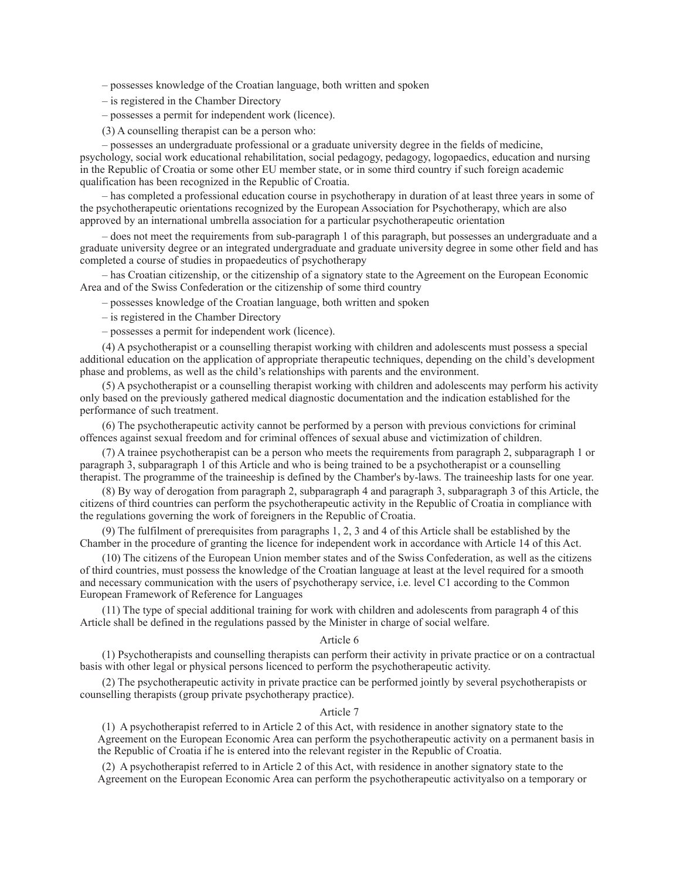– possesses knowledge of the Croatian language, both written and spoken

– is registered in the Chamber Directory

– possesses a permit for independent work (licence).

(3) A counselling therapist can be a person who:

– possesses an undergraduate professional or a graduate university degree in the fields of medicine, psychology, social work educational rehabilitation, social pedagogy, pedagogy, logopaedics, education and nursing in the Republic of Croatia or some other EU member state, or in some third country if such foreign academic qualification has been recognized in the Republic of Croatia.

– has completed a professional education course in psychotherapy in duration of at least three years in some of the psychotherapeutic orientations recognized by the European Association for Psychotherapy, which are also approved by an international umbrella association for a particular psychotherapeutic orientation

– does not meet the requirements from sub-paragraph 1 of this paragraph, but possesses an undergraduate and a graduate university degree or an integrated undergraduate and graduate university degree in some other field and has completed a course of studies in propaedeutics of psychotherapy

– has Croatian citizenship, or the citizenship of a signatory state to the Agreement on the European Economic Area and of the Swiss Confederation or the citizenship of some third country

– possesses knowledge of the Croatian language, both written and spoken

– is registered in the Chamber Directory

– possesses a permit for independent work (licence).

(4) A psychotherapist or a counselling therapist working with children and adolescents must possess a special additional education on the application of appropriate therapeutic techniques, depending on the child's development phase and problems, as well as the child's relationships with parents and the environment.

(5) A psychotherapist or a counselling therapist working with children and adolescents may perform his activity only based on the previously gathered medical diagnostic documentation and the indication established for the performance of such treatment.

(6) The psychotherapeutic activity cannot be performed by a person with previous convictions for criminal offences against sexual freedom and for criminal offences of sexual abuse and victimization of children.

(7) A trainee psychotherapist can be a person who meets the requirements from paragraph 2, subparagraph 1 or paragraph 3, subparagraph 1 of this Article and who is being trained to be a psychotherapist or a counselling therapist. The programme of the traineeship is defined by the Chamber's by-laws. The traineeship lasts for one year.

(8) By way of derogation from paragraph 2, subparagraph 4 and paragraph 3, subparagraph 3 of this Article, the citizens of third countries can perform the psychotherapeutic activity in the Republic of Croatia in compliance with the regulations governing the work of foreigners in the Republic of Croatia.

(9) The fulfilment of prerequisites from paragraphs 1, 2, 3 and 4 of this Article shall be established by the Chamber in the procedure of granting the licence for independent work in accordance with Article 14 of this Act.

(10) The citizens of the European Union member states and of the Swiss Confederation, as well as the citizens of third countries, must possess the knowledge of the Croatian language at least at the level required for a smooth and necessary communication with the users of psychotherapy service, i.e. level C1 according to the Common European Framework of Reference for Languages

(11) The type of special additional training for work with children and adolescents from paragraph 4 of this Article shall be defined in the regulations passed by the Minister in charge of social welfare.

Article 6

(1) Psychotherapists and counselling therapists can perform their activity in private practice or on a contractual basis with other legal or physical persons licenced to perform the psychotherapeutic activity.

(2) The psychotherapeutic activity in private practice can be performed jointly by several psychotherapists or counselling therapists (group private psychotherapy practice).

Article 7

(1) A psychotherapist referred to in Article 2 of this Act, with residence in another signatory state to the Agreement on the European Economic Area can perform the psychotherapeutic activity on a permanent basis in the Republic of Croatia if he is entered into the relevant register in the Republic of Croatia.

(2) A psychotherapist referred to in Article 2 of this Act, with residence in another signatory state to the Agreement on the European Economic Area can perform the psychotherapeutic activityalso on a temporary or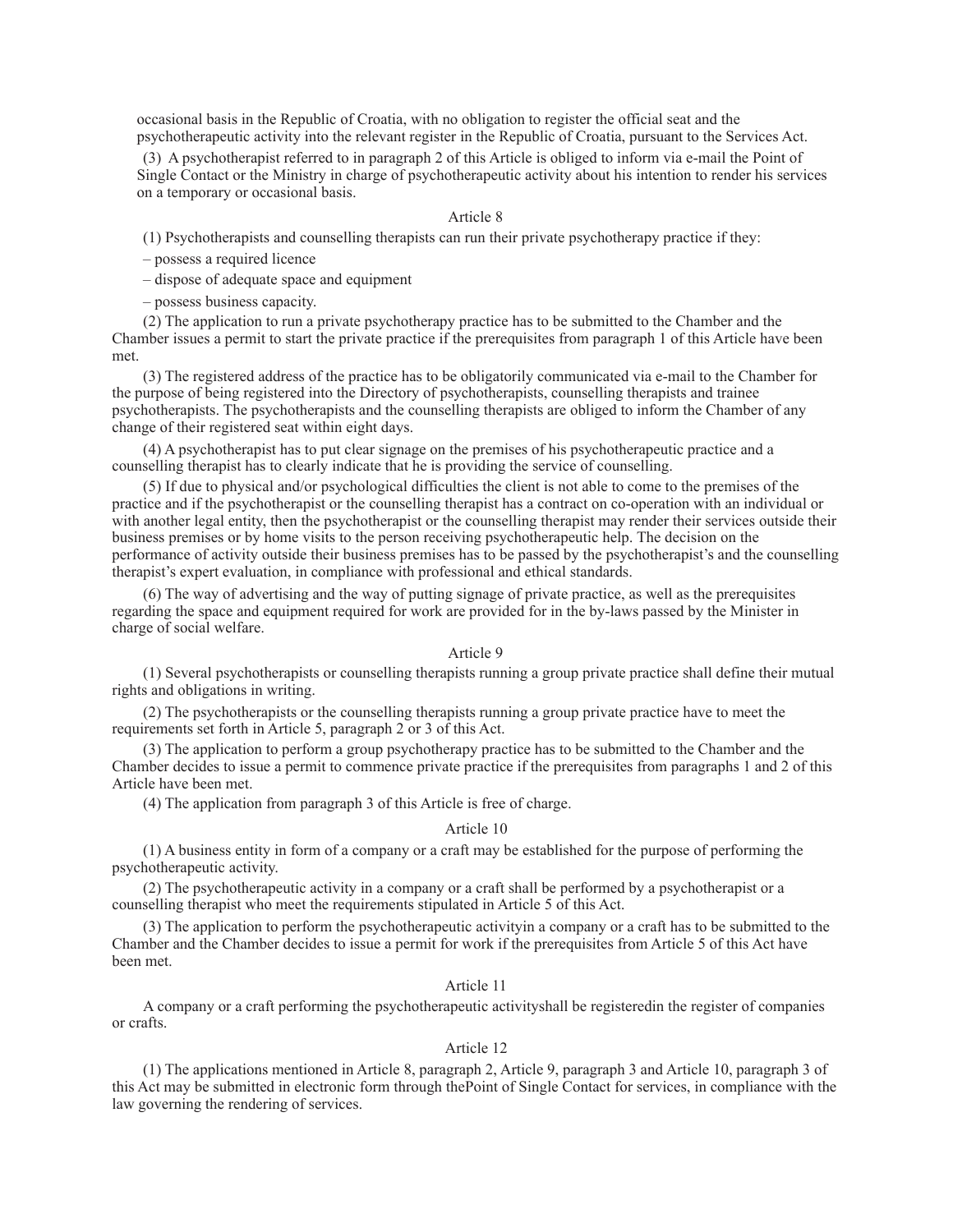occasional basis in the Republic of Croatia, with no obligation to register the official seat and the psychotherapeutic activity into the relevant register in the Republic of Croatia, pursuant to the Services Act.

(3) A psychotherapist referred to in paragraph 2 of this Article is obliged to inform via e-mail the Point of Single Contact or the Ministry in charge of psychotherapeutic activity about his intention to render his services on a temporary or occasional basis.

Article 8

(1) Psychotherapists and counselling therapists can run their private psychotherapy practice if they:

– possess a required licence

– dispose of adequate space and equipment

– possess business capacity.

(2) The application to run a private psychotherapy practice has to be submitted to the Chamber and the Chamber issues a permit to start the private practice if the prerequisites from paragraph 1 of this Article have been met.

(3) The registered address of the practice has to be obligatorily communicated via e-mail to the Chamber for the purpose of being registered into the Directory of psychotherapists, counselling therapists and trainee psychotherapists. The psychotherapists and the counselling therapists are obliged to inform the Chamber of any change of their registered seat within eight days.

(4) A psychotherapist has to put clear signage on the premises of his psychotherapeutic practice and a counselling therapist has to clearly indicate that he is providing the service of counselling.

(5) If due to physical and/or psychological difficulties the client is not able to come to the premises of the practice and if the psychotherapist or the counselling therapist has a contract on co-operation with an individual or with another legal entity, then the psychotherapist or the counselling therapist may render their services outside their business premises or by home visits to the person receiving psychotherapeutic help. The decision on the performance of activity outside their business premises has to be passed by the psychotherapist's and the counselling therapist's expert evaluation, in compliance with professional and ethical standards.

(6) The way of advertising and the way of putting signage of private practice, as well as the prerequisites regarding the space and equipment required for work are provided for in the by-laws passed by the Minister in charge of social welfare.

Article 9

(1) Several psychotherapists or counselling therapists running a group private practice shall define their mutual rights and obligations in writing.

(2) The psychotherapists or the counselling therapists running a group private practice have to meet the requirements set forth in Article 5, paragraph 2 or 3 of this Act.

(3) The application to perform a group psychotherapy practice has to be submitted to the Chamber and the Chamber decides to issue a permit to commence private practice if the prerequisites from paragraphs 1 and 2 of this Article have been met.

(4) The application from paragraph 3 of this Article is free of charge.

Article 10

(1) A business entity in form of a company or a craft may be established for the purpose of performing the psychotherapeutic activity.

(2) The psychotherapeutic activity in a company or a craft shall be performed by a psychotherapist or a counselling therapist who meet the requirements stipulated in Article 5 of this Act.

(3) The application to perform the psychotherapeutic activityin a company or a craft has to be submitted to the Chamber and the Chamber decides to issue a permit for work if the prerequisites from Article 5 of this Act have been met.

Article 11

A company or a craft performing the psychotherapeutic activityshall be registeredin the register of companies or crafts.

Article 12

(1) The applications mentioned in Article 8, paragraph 2, Article 9, paragraph 3 and Article 10, paragraph 3 of this Act may be submitted in electronic form through thePoint of Single Contact for services, in compliance with the law governing the rendering of services.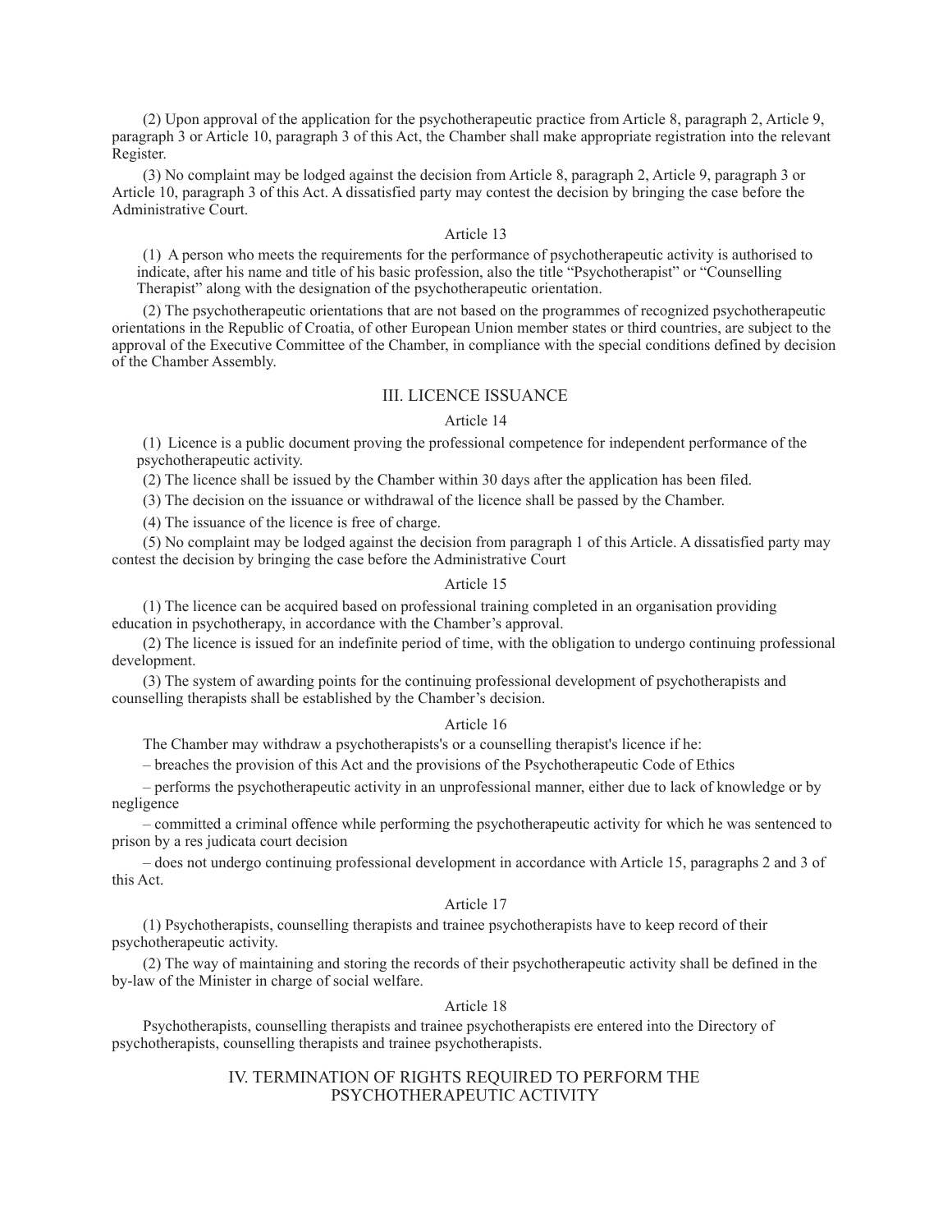(2) Upon approval of the application for the psychotherapeutic practice from Article 8, paragraph 2, Article 9, paragraph 3 or Article 10, paragraph 3 of this Act, the Chamber shall make appropriate registration into the relevant Register.

(3) No complaint may be lodged against the decision from Article 8, paragraph 2, Article 9, paragraph 3 or Article 10, paragraph 3 of this Act. A dissatisfied party may contest the decision by bringing the case before the Administrative Court.

Article 13

(1) A person who meets the requirements for the performance of psychotherapeutic activity is authorised to indicate, after his name and title of his basic profession, also the title "Psychotherapist" or "Counselling Therapist" along with the designation of the psychotherapeutic orientation.

(2) The psychotherapeutic orientations that are not based on the programmes of recognized psychotherapeutic orientations in the Republic of Croatia, of other European Union member states or third countries, are subject to the approval of the Executive Committee of the Chamber, in compliance with the special conditions defined by decision of the Chamber Assembly.

## III. LICENCE ISSUANCE

Article 14

(1) Licence is a public document proving the professional competence for independent performance of the psychotherapeutic activity.

(2) The licence shall be issued by the Chamber within 30 days after the application has been filed.

(3) The decision on the issuance or withdrawal of the licence shall be passed by the Chamber.

(4) The issuance of the licence is free of charge.

(5) No complaint may be lodged against the decision from paragraph 1 of this Article. A dissatisfied party may contest the decision by bringing the case before the Administrative Court

Article 15

(1) The licence can be acquired based on professional training completed in an organisation providing education in psychotherapy, in accordance with the Chamber's approval.

(2) The licence is issued for an indefinite period of time, with the obligation to undergo continuing professional development.

(3) The system of awarding points for the continuing professional development of psychotherapists and counselling therapists shall be established by the Chamber's decision.

Article 16

The Chamber may withdraw a psychotherapists's or a counselling therapist's licence if he:

– breaches the provision of this Act and the provisions of the Psychotherapeutic Code of Ethics

– performs the psychotherapeutic activity in an unprofessional manner, either due to lack of knowledge or by negligence

– committed a criminal offence while performing the psychotherapeutic activity for which he was sentenced to prison by a res judicata court decision

– does not undergo continuing professional development in accordance with Article 15, paragraphs 2 and 3 of this Act.

Article 17

(1) Psychotherapists, counselling therapists and trainee psychotherapists have to keep record of their psychotherapeutic activity.

(2) The way of maintaining and storing the records of their psychotherapeutic activity shall be defined in the by-law of the Minister in charge of social welfare.

Article 18

Psychotherapists, counselling therapists and trainee psychotherapists ere entered into the Directory of psychotherapists, counselling therapists and trainee psychotherapists.

## IV. TERMINATION OF RIGHTS REQUIRED TO PERFORM THE PSYCHOTHERAPEUTIC ACTIVITY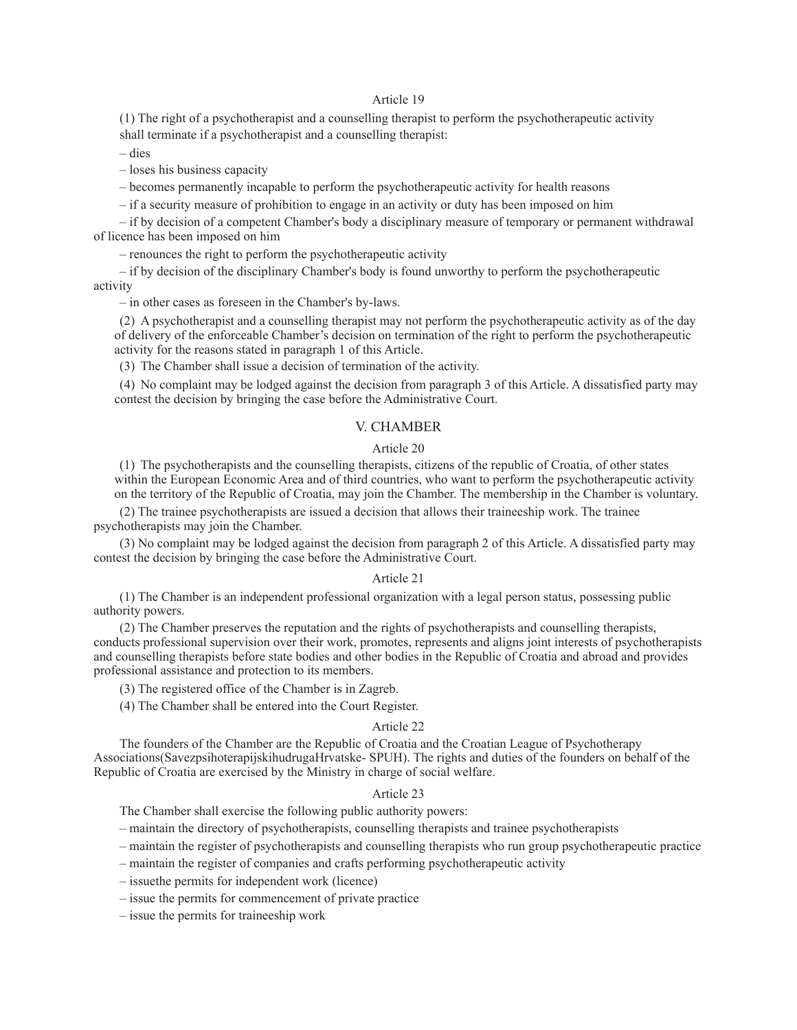Article 19

(1) The right of a psychotherapist and a counselling therapist to perform the psychotherapeutic activity shall terminate if a psychotherapist and a counselling therapist:

– dies

– loses his business capacity

– becomes permanently incapable to perform the psychotherapeutic activity for health reasons

– if a security measure of prohibition to engage in an activity or duty has been imposed on him

– if by decision of a competent Chamber's body a disciplinary measure of temporary or permanent withdrawal of licence has been imposed on him

– renounces the right to perform the psychotherapeutic activity

– if by decision of the disciplinary Chamber's body is found unworthy to perform the psychotherapeutic activity

– in other cases as foreseen in the Chamber's by-laws.

(2) A psychotherapist and a counselling therapist may not perform the psychotherapeutic activity as of the day of delivery of the enforceable Chamber's decision on termination of the right to perform the psychotherapeutic activity for the reasons stated in paragraph 1 of this Article.

(3) The Chamber shall issue a decision of termination of the activity.

(4) No complaint may be lodged against the decision from paragraph 3 of this Article. A dissatisfied party may contest the decision by bringing the case before the Administrative Court.

## V. CHAMBER

Article 20

(1) The psychotherapists and the counselling therapists, citizens of the republic of Croatia, of other states within the European Economic Area and of third countries, who want to perform the psychotherapeutic activity on the territory of the Republic of Croatia, may join the Chamber. The membership in the Chamber is voluntary.

(2) The trainee psychotherapists are issued a decision that allows their traineeship work. The trainee psychotherapists may join the Chamber.

(3) No complaint may be lodged against the decision from paragraph 2 of this Article. A dissatisfied party may contest the decision by bringing the case before the Administrative Court.

Article 21

(1) The Chamber is an independent professional organization with a legal person status, possessing public authority powers.

(2) The Chamber preserves the reputation and the rights of psychotherapists and counselling therapists, conducts professional supervision over their work, promotes, represents and aligns joint interests of psychotherapists and counselling therapists before state bodies and other bodies in the Republic of Croatia and abroad and provides professional assistance and protection to its members.

(3) The registered office of the Chamber is in Zagreb.

(4) The Chamber shall be entered into the Court Register.

Article 22

The founders of the Chamber are the Republic of Croatia and the Croatian League of Psychotherapy Associations(SavezpsihoterapijskihudrugaHrvatske- SPUH). The rights and duties of the founders on behalf of the Republic of Croatia are exercised by the Ministry in charge of social welfare.

Article 23

The Chamber shall exercise the following public authority powers:

– maintain the directory of psychotherapists, counselling therapists and trainee psychotherapists

– maintain the register of psychotherapists and counselling therapists who run group psychotherapeutic practice

– maintain the register of companies and crafts performing psychotherapeutic activity

– issuethe permits for independent work (licence)

– issue the permits for commencement of private practice

– issue the permits for traineeship work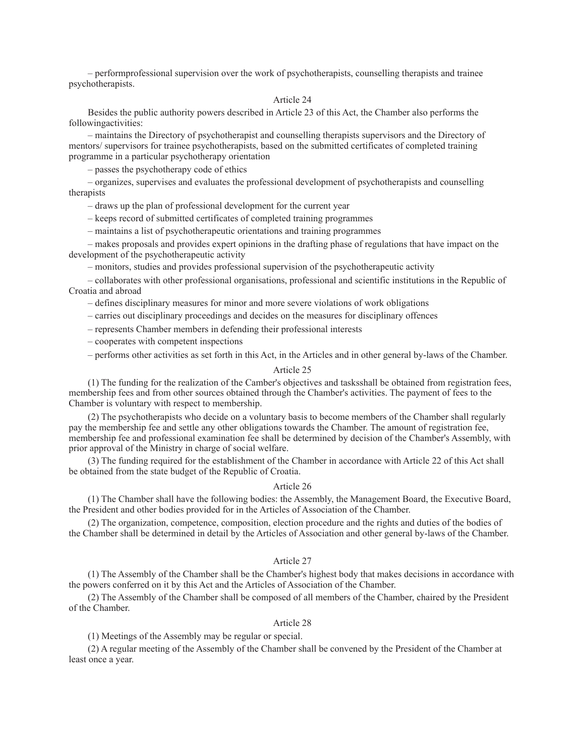– performprofessional supervision over the work of psychotherapists, counselling therapists and trainee psychotherapists.

Article 24

Besides the public authority powers described in Article 23 of this Act, the Chamber also performs the followingactivities:

– maintains the Directory of psychotherapist and counselling therapists supervisors and the Directory of mentors/ supervisors for trainee psychotherapists, based on the submitted certificates of completed training programme in a particular psychotherapy orientation

– passes the psychotherapy code of ethics

– organizes, supervises and evaluates the professional development of psychotherapists and counselling therapists

– draws up the plan of professional development for the current year

– keeps record of submitted certificates of completed training programmes

– maintains a list of psychotherapeutic orientations and training programmes

– makes proposals and provides expert opinions in the drafting phase of regulations that have impact on the development of the psychotherapeutic activity

– monitors, studies and provides professional supervision of the psychotherapeutic activity

– collaborates with other professional organisations, professional and scientific institutions in the Republic of Croatia and abroad

– defines disciplinary measures for minor and more severe violations of work obligations

– carries out disciplinary proceedings and decides on the measures for disciplinary offences

– represents Chamber members in defending their professional interests

– cooperates with competent inspections

– performs other activities as set forth in this Act, in the Articles and in other general by-laws of the Chamber.

Article 25

(1) The funding for the realization of the Camber's objectives and tasksshall be obtained from registration fees, membership fees and from other sources obtained through the Chamber's activities. The payment of fees to the Chamber is voluntary with respect to membership.

(2) The psychotherapists who decide on a voluntary basis to become members of the Chamber shall regularly pay the membership fee and settle any other obligations towards the Chamber. The amount of registration fee, membership fee and professional examination fee shall be determined by decision of the Chamber's Assembly, with prior approval of the Ministry in charge of social welfare.

(3) The funding required for the establishment of the Chamber in accordance with Article 22 of this Act shall be obtained from the state budget of the Republic of Croatia.

Article 26

(1) The Chamber shall have the following bodies: the Assembly, the Management Board, the Executive Board, the President and other bodies provided for in the Articles of Association of the Chamber.

(2) The organization, competence, composition, election procedure and the rights and duties of the bodies of the Chamber shall be determined in detail by the Articles of Association and other general by-laws of the Chamber.

Article 27

(1) The Assembly of the Chamber shall be the Chamber's highest body that makes decisions in accordance with the powers conferred on it by this Act and the Articles of Association of the Chamber.

(2) The Assembly of the Chamber shall be composed of all members of the Chamber, chaired by the President of the Chamber.

Article 28

(1) Meetings of the Assembly may be regular or special.

(2) A regular meeting of the Assembly of the Chamber shall be convened by the President of the Chamber at least once a year.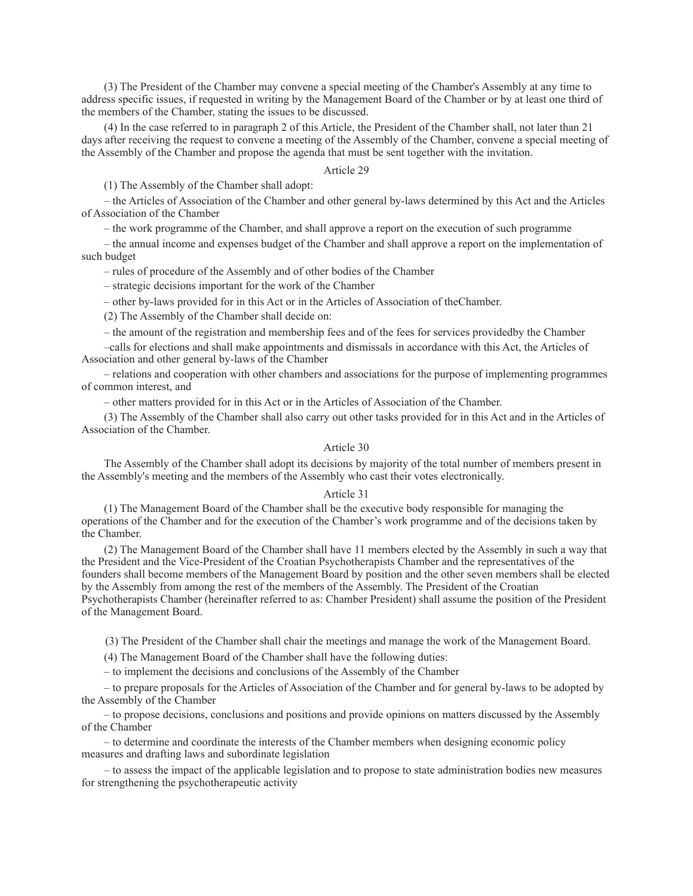(3) The President of the Chamber may convene a special meeting of the Chamber's Assembly at any time to address specific issues, if requested in writing by the Management Board of the Chamber or by at least one third of the members of the Chamber, stating the issues to be discussed.

(4) In the case referred to in paragraph 2 of this Article, the President of the Chamber shall, not later than 21 days after receiving the request to convene a meeting of the Assembly of the Chamber, convene a special meeting of the Assembly of the Chamber and propose the agenda that must be sent together with the invitation.

Article 29

(1) The Assembly of the Chamber shall adopt:

– the Articles of Association of the Chamber and other general by-laws determined by this Act and the Articles of Association of the Chamber

– the work programme of the Chamber, and shall approve a report on the execution of such programme

– the annual income and expenses budget of the Chamber and shall approve a report on the implementation of such budget

– rules of procedure of the Assembly and of other bodies of the Chamber

– strategic decisions important for the work of the Chamber

– other by-laws provided for in this Act or in the Articles of Association of theChamber.

(2) The Assembly of the Chamber shall decide on:

– the amount of the registration and membership fees and of the fees for services providedby the Chamber

–calls for elections and shall make appointments and dismissals in accordance with this Act, the Articles of Association and other general by-laws of the Chamber

– relations and cooperation with other chambers and associations for the purpose of implementing programmes of common interest, and

– other matters provided for in this Act or in the Articles of Association of the Chamber.

(3) The Assembly of the Chamber shall also carry out other tasks provided for in this Act and in the Articles of Association of the Chamber.

Article 30

The Assembly of the Chamber shall adopt its decisions by majority of the total number of members present in the Assembly's meeting and the members of the Assembly who cast their votes electronically.

Article 31

(1) The Management Board of the Chamber shall be the executive body responsible for managing the operations of the Chamber and for the execution of the Chamber's work programme and of the decisions taken by the Chamber.

(2) The Management Board of the Chamber shall have 11 members elected by the Assembly in such a way that the President and the Vice-President of the Croatian Psychotherapists Chamber and the representatives of the founders shall become members of the Management Board by position and the other seven members shall be elected by the Assembly from among the rest of the members of the Assembly. The President of the Croatian Psychotherapists Chamber (hereinafter referred to as: Chamber President) shall assume the position of the President of the Management Board.

(3) The President of the Chamber shall chair the meetings and manage the work of the Management Board.

(4) The Management Board of the Chamber shall have the following duties:

– to implement the decisions and conclusions of the Assembly of the Chamber

– to prepare proposals for the Articles of Association of the Chamber and for general by-laws to be adopted by the Assembly of the Chamber

– to propose decisions, conclusions and positions and provide opinions on matters discussed by the Assembly of the Chamber

– to determine and coordinate the interests of the Chamber members when designing economic policy measures and drafting laws and subordinate legislation

– to assess the impact of the applicable legislation and to propose to state administration bodies new measures for strengthening the psychotherapeutic activity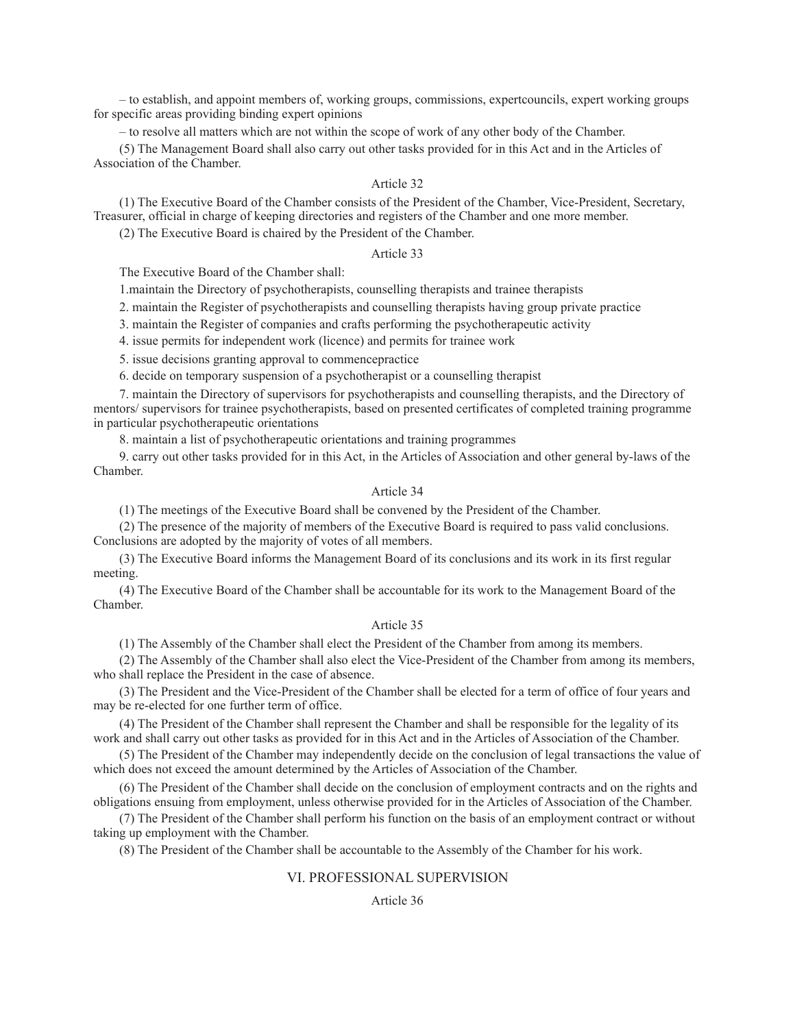– to establish, and appoint members of, working groups, commissions, expertcouncils, expert working groups for specific areas providing binding expert opinions

– to resolve all matters which are not within the scope of work of any other body of the Chamber.

(5) The Management Board shall also carry out other tasks provided for in this Act and in the Articles of Association of the Chamber.

Article 32

(1) The Executive Board of the Chamber consists of the President of the Chamber, Vice-President, Secretary, Treasurer, official in charge of keeping directories and registers of the Chamber and one more member.

(2) The Executive Board is chaired by the President of the Chamber.

Article 33

The Executive Board of the Chamber shall:

1.maintain the Directory of psychotherapists, counselling therapists and trainee therapists

2. maintain the Register of psychotherapists and counselling therapists having group private practice

3. maintain the Register of companies and crafts performing the psychotherapeutic activity

4. issue permits for independent work (licence) and permits for trainee work

5. issue decisions granting approval to commencepractice

6. decide on temporary suspension of a psychotherapist or a counselling therapist

7. maintain the Directory of supervisors for psychotherapists and counselling therapists, and the Directory of mentors/ supervisors for trainee psychotherapists, based on presented certificates of completed training programme in particular psychotherapeutic orientations

8. maintain a list of psychotherapeutic orientations and training programmes

9. carry out other tasks provided for in this Act, in the Articles of Association and other general by-laws of the Chamber.

Article 34

(1) The meetings of the Executive Board shall be convened by the President of the Chamber.

(2) The presence of the majority of members of the Executive Board is required to pass valid conclusions. Conclusions are adopted by the majority of votes of all members.

(3) The Executive Board informs the Management Board of its conclusions and its work in its first regular meeting.

(4) The Executive Board of the Chamber shall be accountable for its work to the Management Board of the Chamber.

Article 35

(1) The Assembly of the Chamber shall elect the President of the Chamber from among its members.

(2) The Assembly of the Chamber shall also elect the Vice-President of the Chamber from among its members, who shall replace the President in the case of absence.

(3) The President and the Vice-President of the Chamber shall be elected for a term of office of four years and may be re-elected for one further term of office.

(4) The President of the Chamber shall represent the Chamber and shall be responsible for the legality of its work and shall carry out other tasks as provided for in this Act and in the Articles of Association of the Chamber.

(5) The President of the Chamber may independently decide on the conclusion of legal transactions the value of which does not exceed the amount determined by the Articles of Association of the Chamber.

(6) The President of the Chamber shall decide on the conclusion of employment contracts and on the rights and obligations ensuing from employment, unless otherwise provided for in the Articles of Association of the Chamber.

(7) The President of the Chamber shall perform his function on the basis of an employment contract or without taking up employment with the Chamber.

(8) The President of the Chamber shall be accountable to the Assembly of the Chamber for his work.

## VI. PROFESSIONAL SUPERVISION

Article 36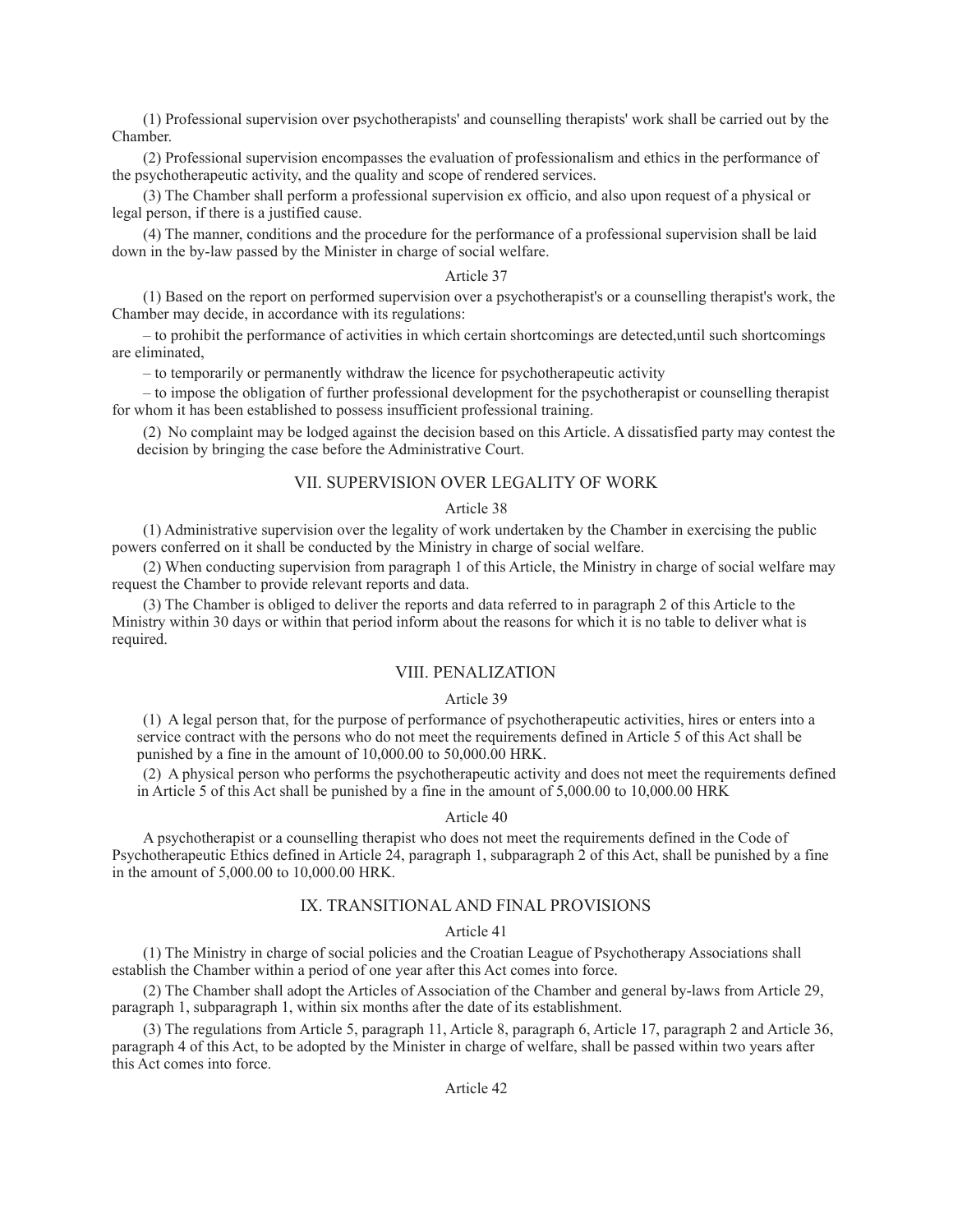(1) Professional supervision over psychotherapists' and counselling therapists' work shall be carried out by the Chamber.

(2) Professional supervision encompasses the evaluation of professionalism and ethics in the performance of the psychotherapeutic activity, and the quality and scope of rendered services.

(3) The Chamber shall perform a professional supervision ex officio, and also upon request of a physical or legal person, if there is a justified cause.

(4) The manner, conditions and the procedure for the performance of a professional supervision shall be laid down in the by-law passed by the Minister in charge of social welfare.

Article 37

(1) Based on the report on performed supervision over a psychotherapist's or a counselling therapist's work, the Chamber may decide, in accordance with its regulations:

– to prohibit the performance of activities in which certain shortcomings are detected,until such shortcomings are eliminated,

– to temporarily or permanently withdraw the licence for psychotherapeutic activity

– to impose the obligation of further professional development for the psychotherapist or counselling therapist for whom it has been established to possess insufficient professional training.

(2) No complaint may be lodged against the decision based on this Article. A dissatisfied party may contest the decision by bringing the case before the Administrative Court.

## VII. SUPERVISION OVER LEGALITY OF WORK

Article 38

(1) Administrative supervision over the legality of work undertaken by the Chamber in exercising the public powers conferred on it shall be conducted by the Ministry in charge of social welfare.

(2) When conducting supervision from paragraph 1 of this Article, the Ministry in charge of social welfare may request the Chamber to provide relevant reports and data.

(3) The Chamber is obliged to deliver the reports and data referred to in paragraph 2 of this Article to the Ministry within 30 days or within that period inform about the reasons for which it is no table to deliver what is required.

## VIII. PENALIZATION

Article 39

(1) A legal person that, for the purpose of performance of psychotherapeutic activities, hires or enters into a service contract with the persons who do not meet the requirements defined in Article 5 of this Act shall be punished by a fine in the amount of 10,000.00 to 50,000.00 HRK.

(2) A physical person who performs the psychotherapeutic activity and does not meet the requirements defined in Article 5 of this Act shall be punished by a fine in the amount of 5,000.00 to 10,000.00 HRK

Article 40

A psychotherapist or a counselling therapist who does not meet the requirements defined in the Code of Psychotherapeutic Ethics defined in Article 24, paragraph 1, subparagraph 2 of this Act, shall be punished by a fine in the amount of 5,000.00 to 10,000.00 HRK.

## IX. TRANSITIONAL AND FINAL PROVISIONS

Article 41

(1) The Ministry in charge of social policies and the Croatian League of Psychotherapy Associations shall establish the Chamber within a period of one year after this Act comes into force.

(2) The Chamber shall adopt the Articles of Association of the Chamber and general by-laws from Article 29, paragraph 1, subparagraph 1, within six months after the date of its establishment.

(3) The regulations from Article 5, paragraph 11, Article 8, paragraph 6, Article 17, paragraph 2 and Article 36, paragraph 4 of this Act, to be adopted by the Minister in charge of welfare, shall be passed within two years after this Act comes into force.

Article 42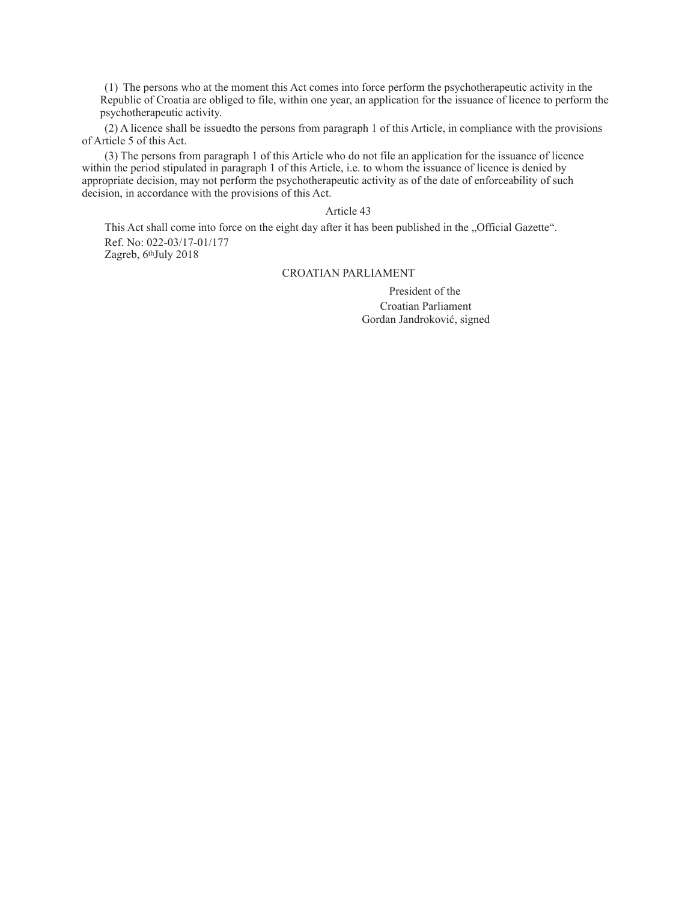(1) The persons who at the moment this Act comes into force perform the psychotherapeutic activity in the Republic of Croatia are obliged to file, within one year, an application for the issuance of licence to perform the psychotherapeutic activity.

(2) A licence shall be issuedto the persons from paragraph 1 of this Article, in compliance with the provisions of Article 5 of this Act.

(3) The persons from paragraph 1 of this Article who do not file an application for the issuance of licence within the period stipulated in paragraph 1 of this Article, i.e. to whom the issuance of licence is denied by appropriate decision, may not perform the psychotherapeutic activity as of the date of enforceability of such decision, in accordance with the provisions of this Act.

Article 43

This Act shall come into force on the eight day after it has been published in the „Official Gazette“.

Ref. No: 022-03/17-01/177
Zagreb, 6th July 2018

CROATIAN PARLIAMENT

President of the
Croatian Parliament
Gordan Jandroković, signed